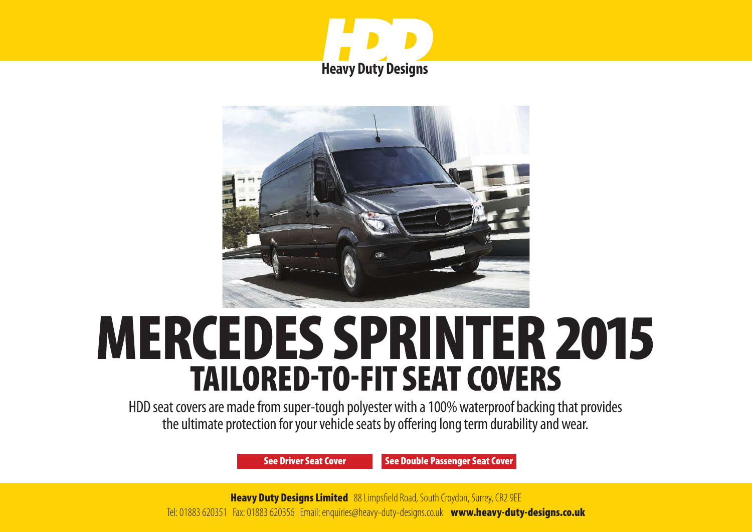HDD

**Heavy Duty Designs**

# MERCEDES SPRINTER 2015

## TAILORED-TO-FIT SEAT COVERS

HDD seat covers are made from super-tough polyester with a 100% waterproof backing that provides the ultimate protection for your vehicle seats by offering long term durability and wear.

**See Driver Seat Cover** **See Double Passenger Seat Cover**

**Heavy Duty Designs Limited** 88 Limpsfield Road, South Croydon, Surrey, CR2 9EE

Tel: 01883 620351 Fax: 01883 620356 Email: enquiries@heavy-duty-designs.co.uk **www.heavy-duty-designs.co.uk**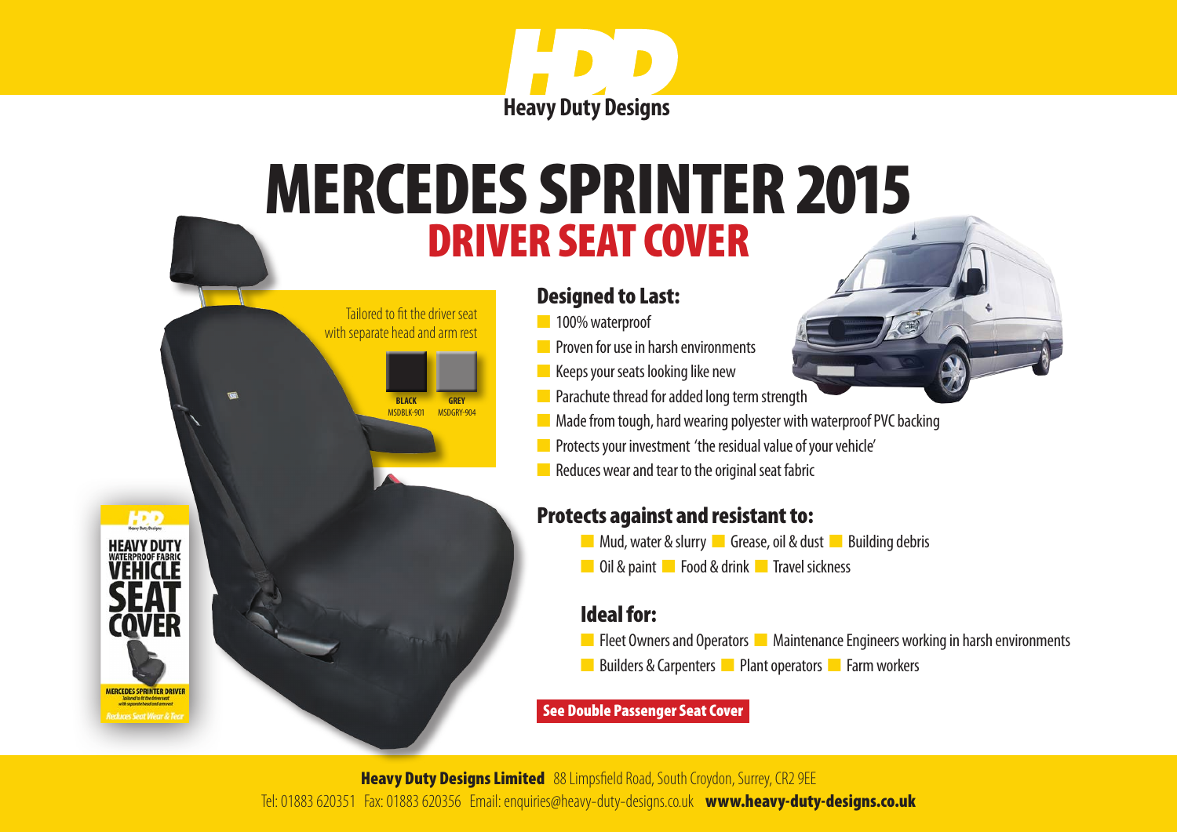HDD

Heavy Duty Designs

# MERCEDES SPRINTER 2015

## DRIVER SEAT COVER

Tailored to fit the driver seat with separate head and arm rest

| BLACK | GREY |
| --- | --- |
| MSDBLK-901 | MSDGRY-904 |

HDD Heavy Duty Designs

HEAVY DUTY WATERPROOF FABRIC VEHICLE SEAT COVER

MERCEDES SPRINTER DRIVER

*Tailored to fit the driver seat with separate head and arm rest*

*Reduces Seat Wear & Tear*

### Designed to Last:

- 100% waterproof
- Proven for use in harsh environments
- Keeps your seats looking like new
- Parachute thread for added long term strength
- Made from tough, hard wearing polyester with waterproof PVC backing
- Protects your investment 'the residual value of your vehicle'
- Reduces wear and tear to the original seat fabric

### Protects against and resistant to:

- Mud, water & slurry
- Grease, oil & dust
- Building debris
- Oil & paint
- Food & drink
- Travel sickness

### Ideal for:

- Fleet Owners and Operators
- Maintenance Engineers working in harsh environments
- Builders & Carpenters
- Plant operators
- Farm workers

**See Double Passenger Seat Cover**

**Heavy Duty Designs Limited** 88 Limpsfield Road, South Croydon, Surrey, CR2 9EE

Tel: 01883 620351 Fax: 01883 620356 Email: enquiries@heavy-duty-designs.co.uk **www.heavy-duty-designs.co.uk**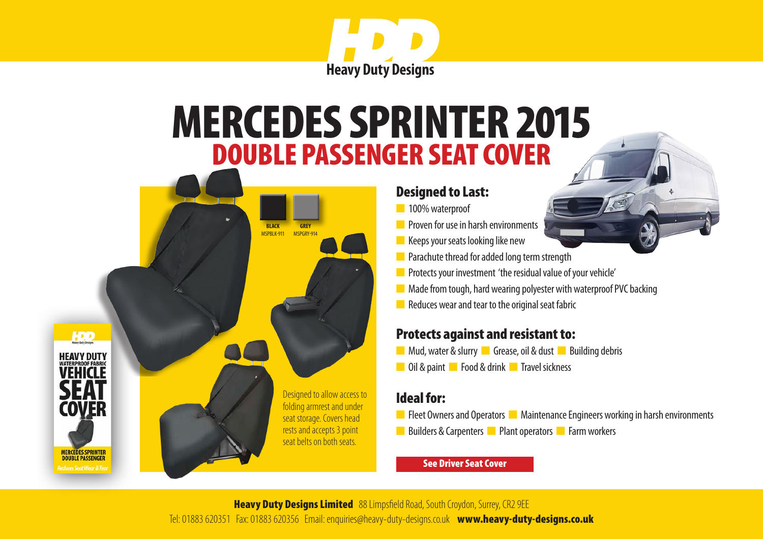HDD
Heavy Duty Designs

# MERCEDES SPRINTER 2015
## DOUBLE PASSENGER SEAT COVER

BLACK
MSPBLK-911

GREY
MSPGRY-914

Designed to allow access to folding armrest and under seat storage. Covers head rests and accepts 3 point seat belts on both seats.

HDD
Heavy Duty Designs
HEAVY DUTY
WATERPROOF FABRIC
VEHICLE
SEAT
COVER
MERCEDES SPRINTER
DOUBLE PASSENGER
*Reduces Seat Wear & Tear*

### Designed to Last:

- 100% waterproof
- Proven for use in harsh environments
- Keeps your seats looking like new
- Parachute thread for added long term strength
- Protects your investment 'the residual value of your vehicle'
- Made from tough, hard wearing polyester with waterproof PVC backing
- Reduces wear and tear to the original seat fabric

### Protects against and resistant to:

- Mud, water & slurry
- Grease, oil & dust
- Building debris
- Oil & paint
- Food & drink
- Travel sickness

### Ideal for:

- Fleet Owners and Operators
- Maintenance Engineers working in harsh environments
- Builders & Carpenters
- Plant operators
- Farm workers

**See Driver Seat Cover**

**Heavy Duty Designs Limited** 88 Limpsfield Road, South Croydon, Surrey, CR2 9EE
Tel: 01883 620351 Fax: 01883 620356 Email: enquiries@heavy-duty-designs.co.uk **www.heavy-duty-designs.co.uk**